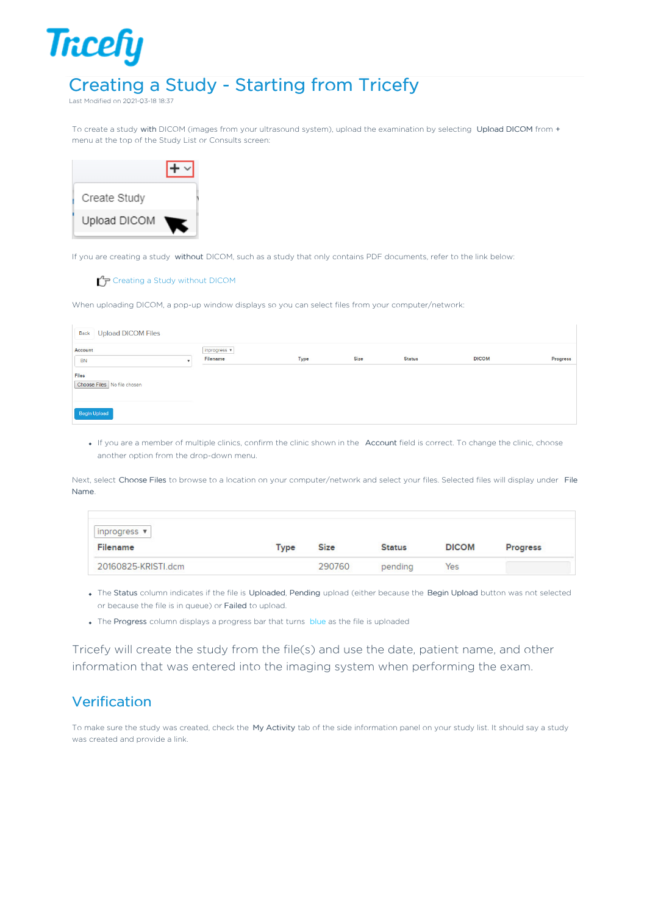# Creating a Study - Starting from Tricefy

Last Modified on 2021-03-18 18:37

To create a study with DICOM (images from your ultrasound system), upload the examination by selecting **Upload DICOM** from **+** menu at the top of the Study List or Consults screen:

If you are creating a study **without** DICOM, such as a study that only contains PDF documents, refer to the link below:

Creating a Study without DICOM

When uploading DICOM, a pop-up window displays so you can select files from your computer/network:

- If you are a member of multiple clinics, confirm the clinic shown in the **Account** field is correct. To change the clinic, choose another option from the drop-down menu.

Next, select **Choose Files** to browse to a location on your computer/network and select your files. Selected files will display under **File Name**.

| Filename | Type | Size | Status | DICOM | Progress |
|---|---|---|---|---|---|
| 20160825-KRISTI.dcm | | 290760 | pending | Yes | |

- The **Status** column indicates if the file is **Uploaded**, **Pending** upload (either because the **Begin Upload** button was not selected or because the file is in queue) or **Failed** to upload.
- The **Progress** column displays a progress bar that turns blue as the file is uploaded

Tricefy will create the study from the file(s) and use the date, patient name, and other information that was entered into the imaging system when performing the exam.

## Verification

To make sure the study was created, check the **My Activity** tab of the side information panel on your study list. It should say a study was created and provide a link.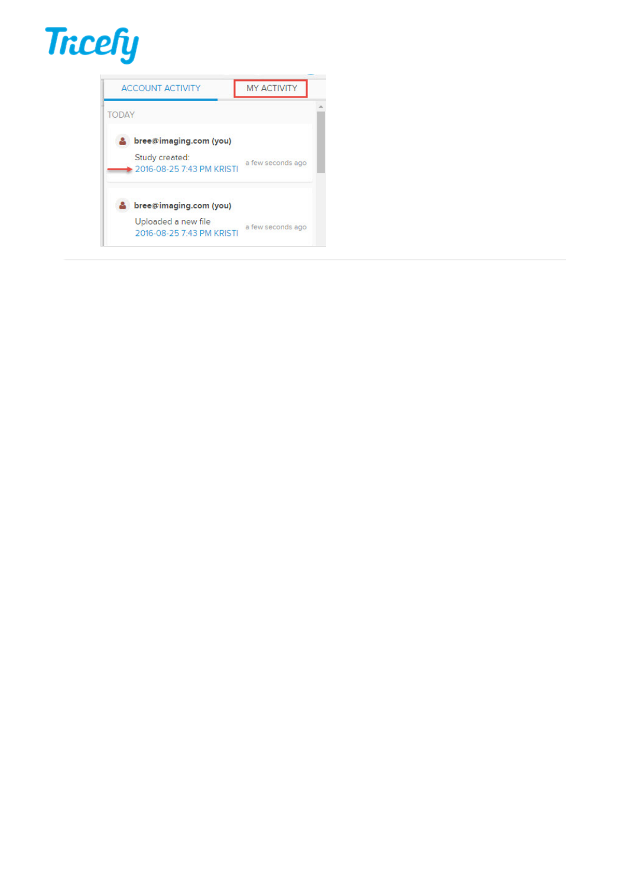ACCOUNT ACTIVITY MY ACTIVITY

TODAY

**bree@imaging.com (you)**

Study created:
2016-08-25 7:43 PM KRISTI

a few seconds ago

**bree@imaging.com (you)**

Uploaded a new file
2016-08-25 7:43 PM KRISTI

a few seconds ago